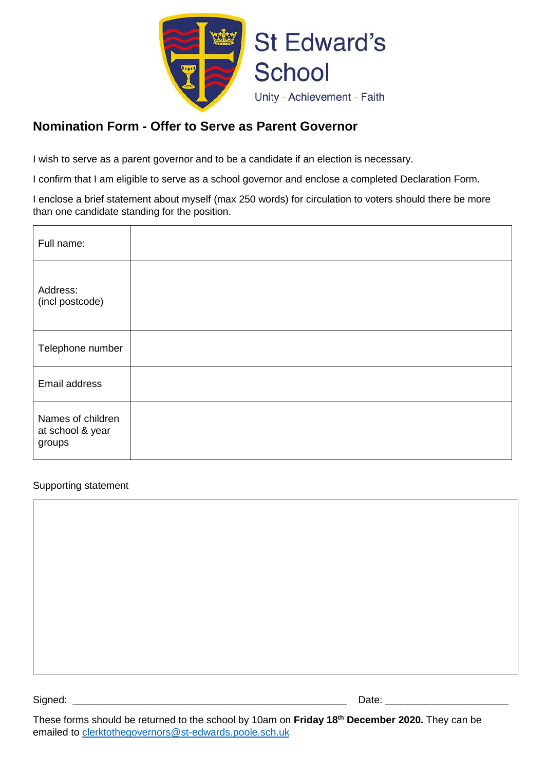St Edward's School

Unity - Achievement - Faith

## Nomination Form - Offer to Serve as Parent Governor

I wish to serve as a parent governor and to be a candidate if an election is necessary.

I confirm that I am eligible to serve as a school governor and enclose a completed Declaration Form.

I enclose a brief statement about myself (max 250 words) for circulation to voters should there be more than one candidate standing for the position.

| Full name: | |
|---|---|
| Address: (incl postcode) | |
| Telephone number | |
| Email address | |
| Names of children at school & year groups | |

Supporting statement

| |
|---|
| |

Signed: ______________________________________________ Date: ____________________

These forms should be returned to the school by 10am on **Friday 18th December 2020.** They can be emailed to clerktothegovernors@st-edwards.poole.sch.uk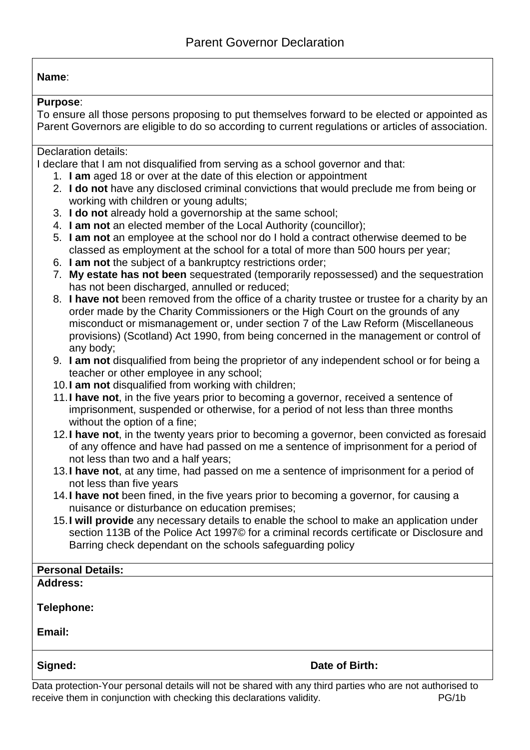# Parent Governor Declaration

**Name**:

**Purpose**:
To ensure all those persons proposing to put themselves forward to be elected or appointed as Parent Governors are eligible to do so according to current regulations or articles of association.

Declaration details:
I declare that I am not disqualified from serving as a school governor and that:

1. **I am** aged 18 or over at the date of this election or appointment
2. **I do not** have any disclosed criminal convictions that would preclude me from being or working with children or young adults;
3. **I do not** already hold a governorship at the same school;
4. **I am not** an elected member of the Local Authority (councillor);
5. **I am not** an employee at the school nor do I hold a contract otherwise deemed to be classed as employment at the school for a total of more than 500 hours per year;
6. **I am not** the subject of a bankruptcy restrictions order;
7. **My estate has not been** sequestrated (temporarily repossessed) and the sequestration has not been discharged, annulled or reduced;
8. **I have not** been removed from the office of a charity trustee or trustee for a charity by an order made by the Charity Commissioners or the High Court on the grounds of any misconduct or mismanagement or, under section 7 of the Law Reform (Miscellaneous provisions) (Scotland) Act 1990, from being concerned in the management or control of any body;
9. **I am not** disqualified from being the proprietor of any independent school or for being a teacher or other employee in any school;
10. **I am not** disqualified from working with children;
11. **I have not**, in the five years prior to becoming a governor, received a sentence of imprisonment, suspended or otherwise, for a period of not less than three months without the option of a fine;
12. **I have not**, in the twenty years prior to becoming a governor, been convicted as foresaid of any offence and have had passed on me a sentence of imprisonment for a period of not less than two and a half years;
13. **I have not**, at any time, had passed on me a sentence of imprisonment for a period of not less than five years
14. **I have not** been fined, in the five years prior to becoming a governor, for causing a nuisance or disturbance on education premises;
15. **I will provide** any necessary details to enable the school to make an application under section 113B of the Police Act 1997© for a criminal records certificate or Disclosure and Barring check dependant on the schools safeguarding policy

**Personal Details:**

**Address:**

**Telephone:**

**Email:**

**Signed:** **Date of Birth:**

Data protection-Your personal details will not be shared with any third parties who are not authorised to receive them in conjunction with checking this declarations validity. PG/1b